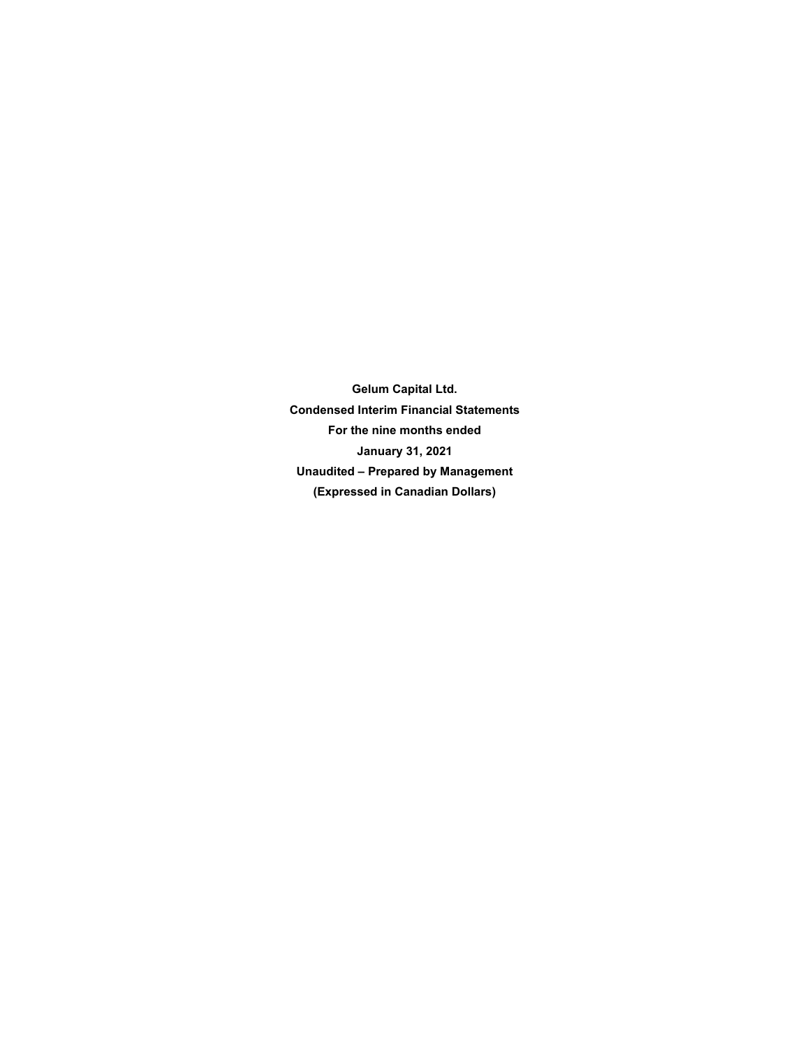**Gelum Capital Ltd.**

**Condensed Interim Financial Statements**

**For the nine months ended**

**January 31, 2021**

**Unaudited – Prepared by Management**

**(Expressed in Canadian Dollars)**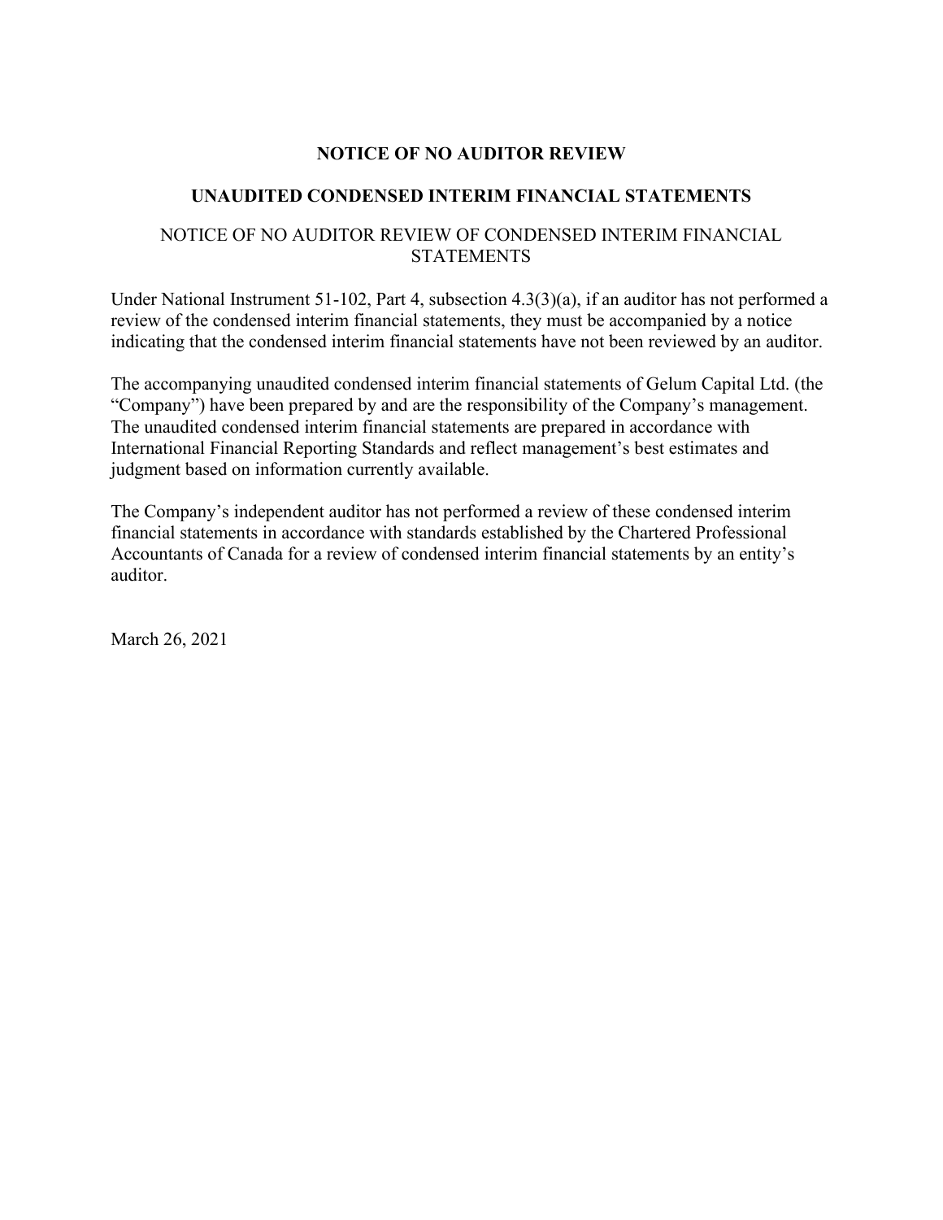# NOTICE OF NO AUDITOR REVIEW

## UNAUDITED CONDENSED INTERIM FINANCIAL STATEMENTS

NOTICE OF NO AUDITOR REVIEW OF CONDENSED INTERIM FINANCIAL STATEMENTS

Under National Instrument 51-102, Part 4, subsection 4.3(3)(a), if an auditor has not performed a review of the condensed interim financial statements, they must be accompanied by a notice indicating that the condensed interim financial statements have not been reviewed by an auditor.

The accompanying unaudited condensed interim financial statements of Gelum Capital Ltd. (the "Company") have been prepared by and are the responsibility of the Company's management. The unaudited condensed interim financial statements are prepared in accordance with International Financial Reporting Standards and reflect management's best estimates and judgment based on information currently available.

The Company's independent auditor has not performed a review of these condensed interim financial statements in accordance with standards established by the Chartered Professional Accountants of Canada for a review of condensed interim financial statements by an entity's auditor.

March 26, 2021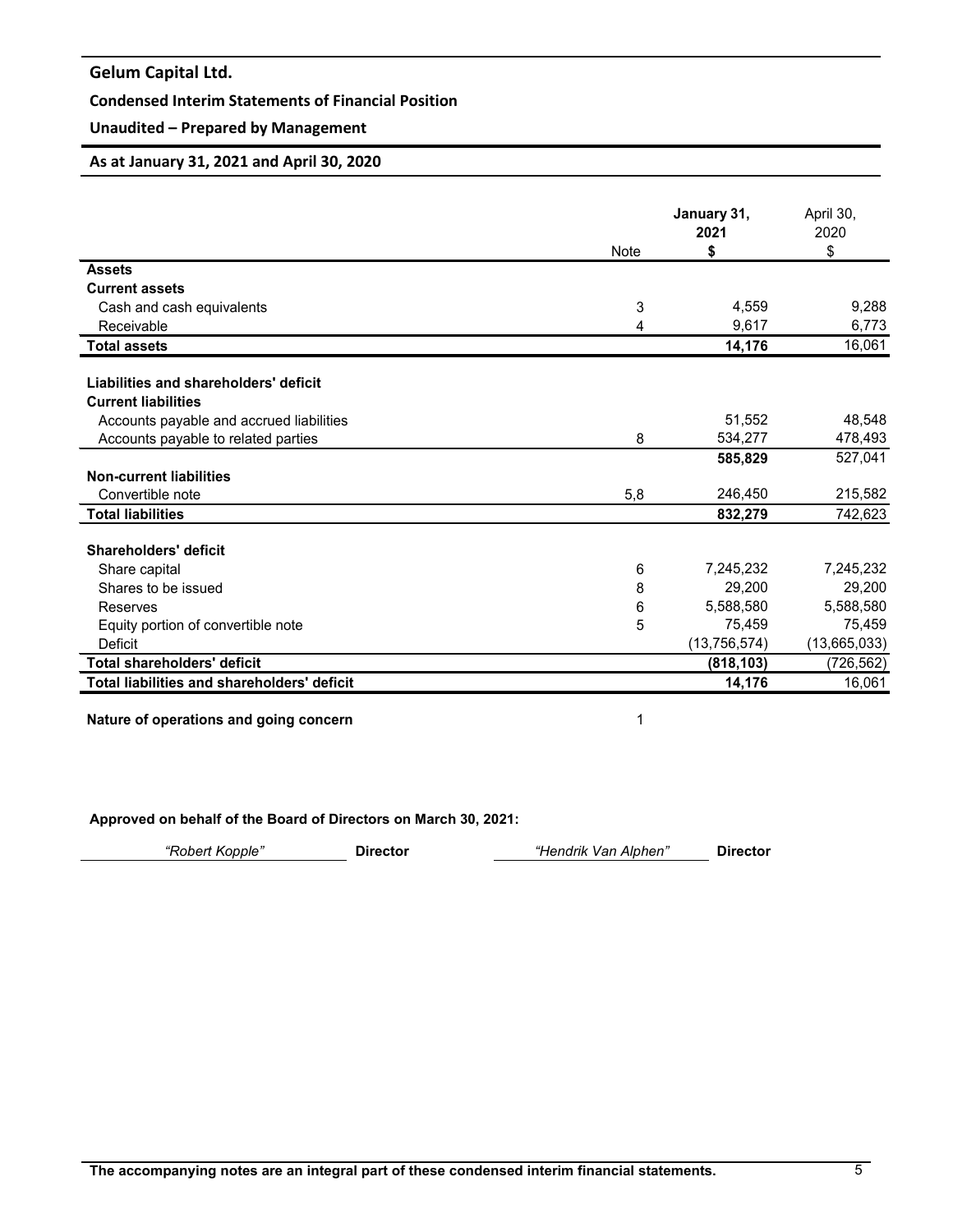**Gelum Capital Ltd.**

**Condensed Interim Statements of Financial Position**

**Unaudited – Prepared by Management**

**As at January 31, 2021 and April 30, 2020**

| | Note | **January 31, 2021 $** | April 30, 2020 $ |
|---|---|---|---|
| **Assets** | | | |
| **Current assets** | | | |
| Cash and cash equivalents | 3 | 4,559 | 9,288 |
| Receivable | 4 | 9,617 | 6,773 |
| **Total assets** | | **14,176** | 16,061 |
| | | | |
| **Liabilities and shareholders' deficit** | | | |
| **Current liabilities** | | | |
| Accounts payable and accrued liabilities | | 51,552 | 48,548 |
| Accounts payable to related parties | 8 | 534,277 | 478,493 |
| | | **585,829** | 527,041 |
| **Non-current liabilities** | | | |
| Convertible note | 5,8 | 246,450 | 215,582 |
| **Total liabilities** | | **832,279** | 742,623 |
| | | | |
| **Shareholders' deficit** | | | |
| Share capital | 6 | 7,245,232 | 7,245,232 |
| Shares to be issued | 8 | 29,200 | 29,200 |
| Reserves | 6 | 5,588,580 | 5,588,580 |
| Equity portion of convertible note | 5 | 75,459 | 75,459 |
| Deficit | | (13,756,574) | (13,665,033) |
| **Total shareholders' deficit** | | **(818,103)** | (726,562) |
| **Total liabilities and shareholders' deficit** | | **14,176** | 16,061 |
| | | | |
| **Nature of operations and going concern** | 1 | | |

**Approved on behalf of the Board of Directors on March 30, 2021:**

*"Robert Kopple"* **Director** *"Hendrik Van Alphen"* **Director**

**The accompanying notes are an integral part of these condensed interim financial statements.**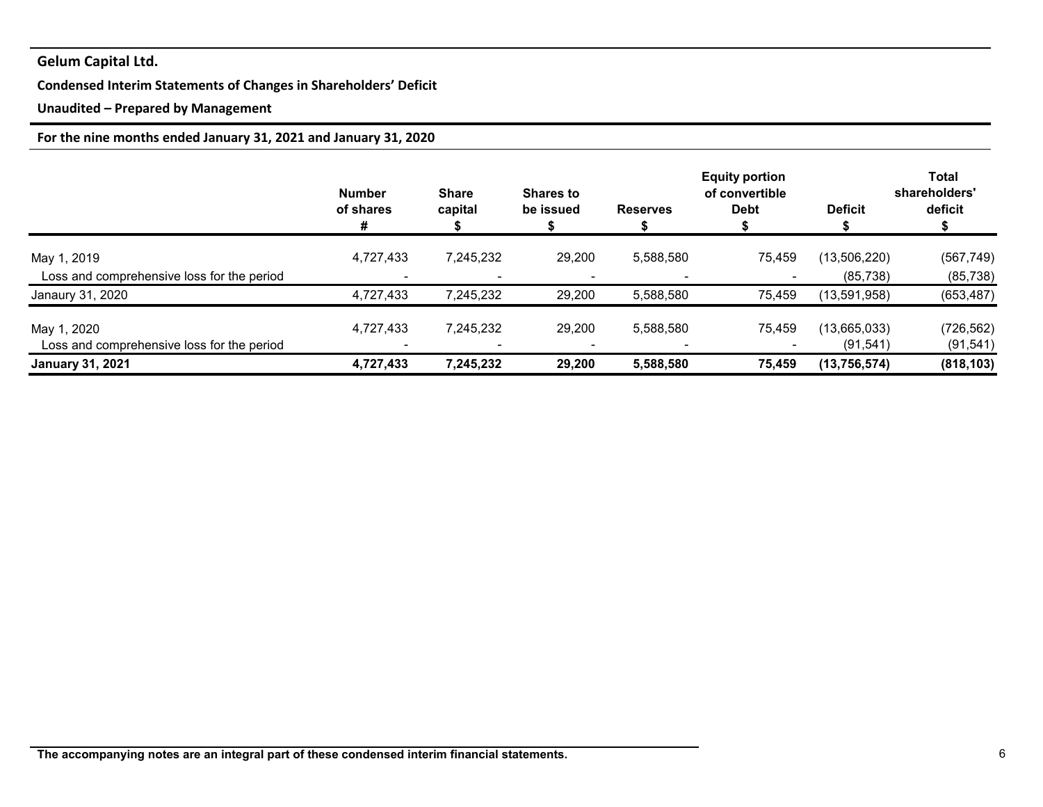**Gelum Capital Ltd.**

**Condensed Interim Statements of Changes in Shareholders' Deficit**

**Unaudited – Prepared by Management**

**For the nine months ended January 31, 2021 and January 31, 2020**

| | Number of shares # | Share capital $ | Shares to be issued $ | Reserves $ | Equity portion of convertible Debt $ | Deficit $ | Total shareholders' deficit $ |
|---|---|---|---|---|---|---|---|
| May 1, 2019 | 4,727,433 | 7,245,232 | 29,200 | 5,588,580 | 75,459 | (13,506,220) | (567,749) |
| Loss and comprehensive loss for the period | - | - | - | - | - | (85,738) | (85,738) |
| Janaury 31, 2020 | 4,727,433 | 7,245,232 | 29,200 | 5,588,580 | 75,459 | (13,591,958) | (653,487) |
| May 1, 2020 | 4,727,433 | 7,245,232 | 29,200 | 5,588,580 | 75,459 | (13,665,033) | (726,562) |
| Loss and comprehensive loss for the period | - | - | - | - | - | (91,541) | (91,541) |
| **January 31, 2021** | **4,727,433** | **7,245,232** | **29,200** | **5,588,580** | **75,459** | **(13,756,574)** | **(818,103)** |

**The accompanying notes are an integral part of these condensed interim financial statements.**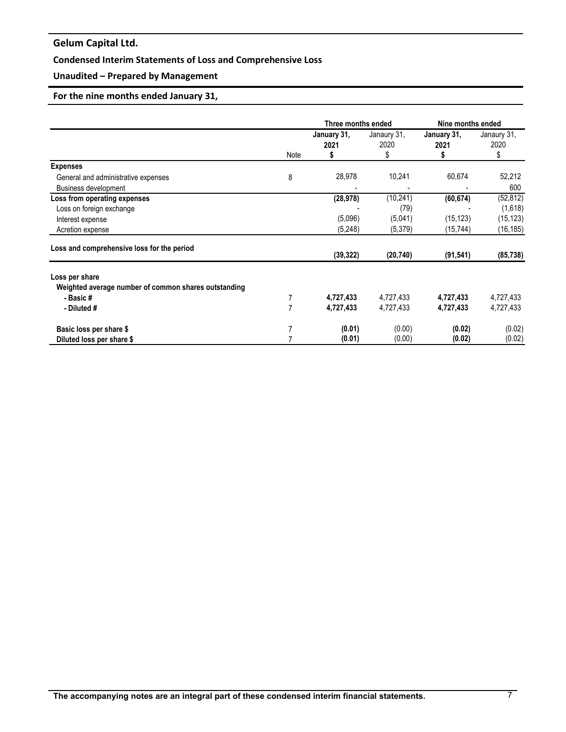# Gelum Capital Ltd.

## Condensed Interim Statements of Loss and Comprehensive Loss

### Unaudited – Prepared by Management

### For the nine months ended January 31,

| | | Three months ended | | Nine months ended | |
|---|---|---|---|---|---|
| | | **January 31, 2021** | Janaury 31, 2020 | **January 31, 2021** | Janaury 31, 2020 |
| | Note | **$** | $ | **$** | $ |
| **Expenses** | | | | | |
| General and administrative expenses | 8 | 28,978 | 10,241 | 60,674 | 52,212 |
| Business development | | - | - | - | 600 |
| **Loss from operating expenses** | | **(28,978)** | (10,241) | **(60,674)** | (52,812) |
| Loss on foreign exchange | | - | (79) | - | (1,618) |
| Interest expense | | (5,096) | (5,041) | (15,123) | (15,123) |
| Acretion expense | | (5,248) | (5,379) | (15,744) | (16,185) |
| **Loss and comprehensive loss for the period** | | **(39,322)** | **(20,740)** | **(91,541)** | **(85,738)** |
| **Loss per share** | | | | | |
| **Weighted average number of common shares outstanding** | | | | | |
| **- Basic #** | 7 | **4,727,433** | 4,727,433 | **4,727,433** | 4,727,433 |
| **- Diluted #** | 7 | **4,727,433** | 4,727,433 | **4,727,433** | 4,727,433 |
| **Basic loss per share $** | 7 | **(0.01)** | (0.00) | **(0.02)** | (0.02) |
| **Diluted loss per share $** | 7 | **(0.01)** | (0.00) | **(0.02)** | (0.02) |

**The accompanying notes are an integral part of these condensed interim financial statements.**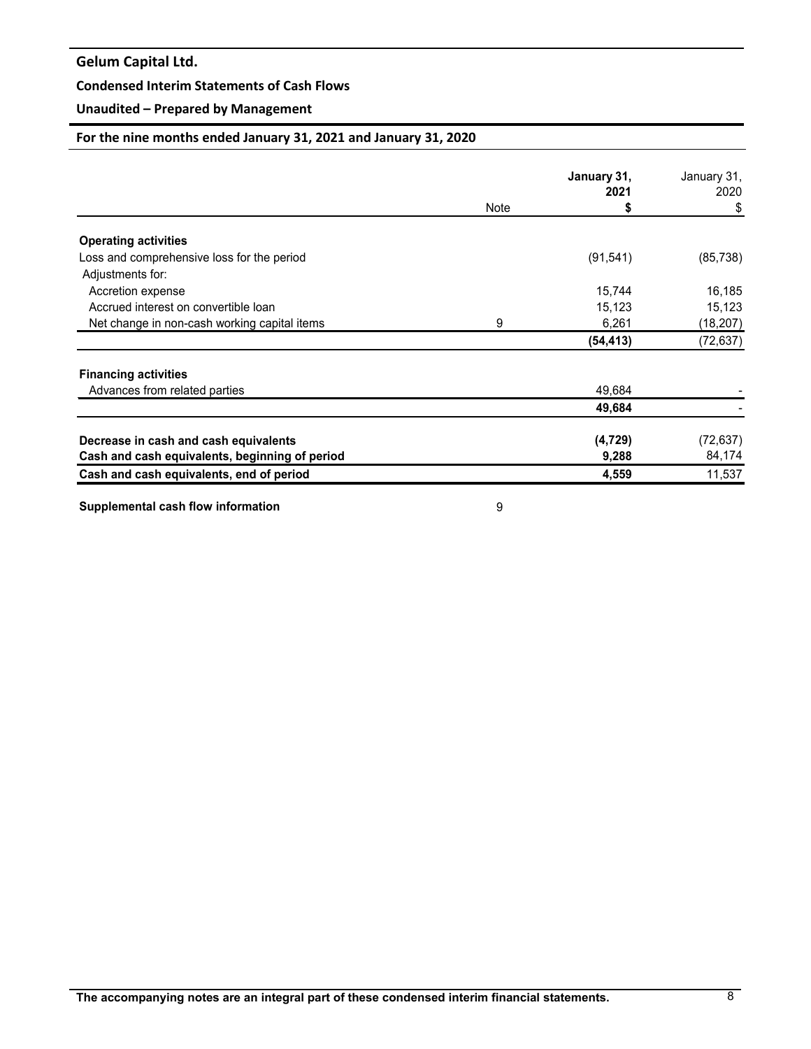# Gelum Capital Ltd.

## Condensed Interim Statements of Cash Flows

## Unaudited – Prepared by Management

## For the nine months ended January 31, 2021 and January 31, 2020

| | Note | January 31, 2021 $ | January 31, 2020 $ |
|---|---|---|---|
| **Operating activities** | | | |
| Loss and comprehensive loss for the period | | (91,541) | (85,738) |
| Adjustments for: | | | |
| Accretion expense | | 15,744 | 16,185 |
| Accrued interest on convertible loan | | 15,123 | 15,123 |
| Net change in non-cash working capital items | 9 | 6,261 | (18,207) |
| | | **(54,413)** | (72,637) |
| **Financing activities** | | | |
| Advances from related parties | | 49,684 | - |
| | | **49,684** | - |
| **Decrease in cash and cash equivalents** | | **(4,729)** | (72,637) |
| **Cash and cash equivalents, beginning of period** | | **9,288** | 84,174 |
| **Cash and cash equivalents, end of period** | | **4,559** | 11,537 |

**Supplemental cash flow information** 9

**The accompanying notes are an integral part of these condensed interim financial statements.**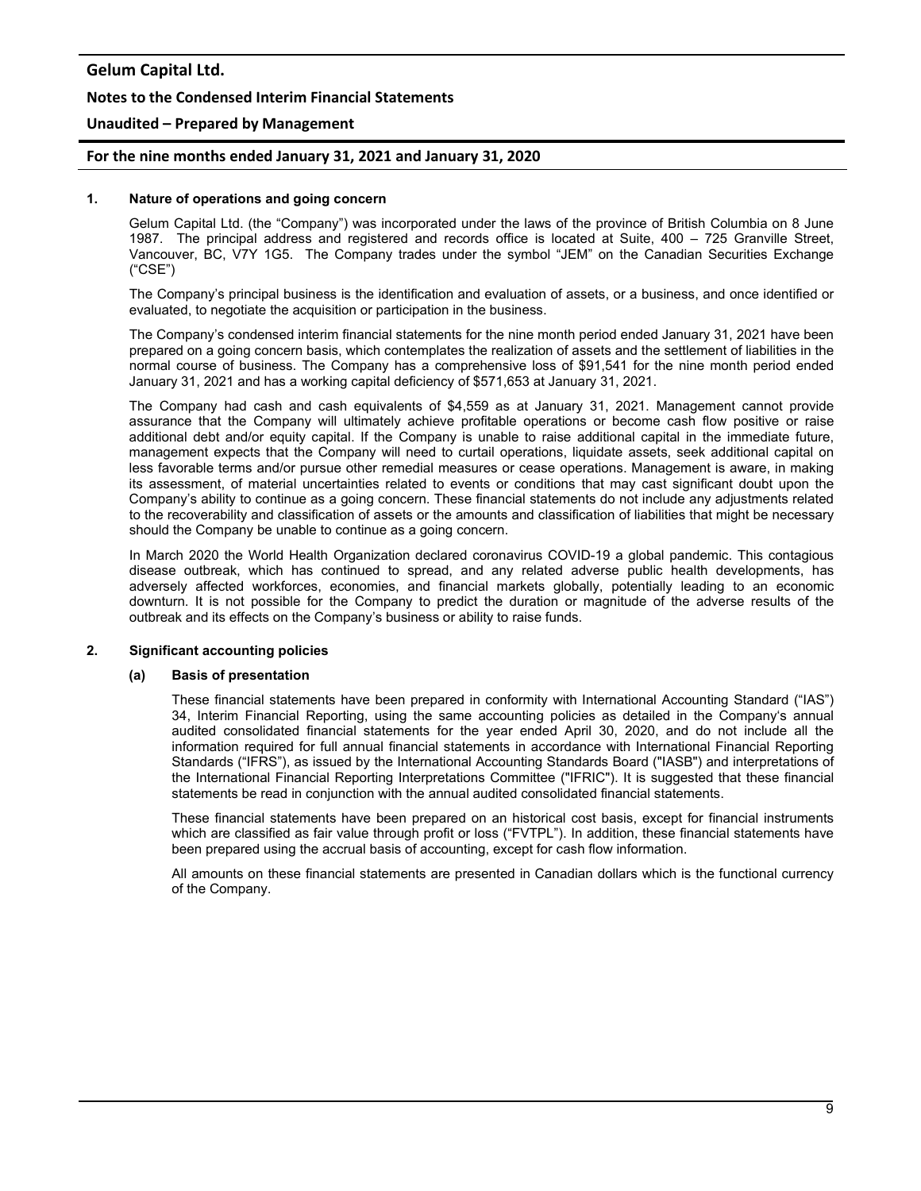## 1. Nature of operations and going concern

Gelum Capital Ltd. (the "Company") was incorporated under the laws of the province of British Columbia on 8 June 1987. The principal address and registered and records office is located at Suite, 400 – 725 Granville Street, Vancouver, BC, V7Y 1G5. The Company trades under the symbol "JEM" on the Canadian Securities Exchange ("CSE")

The Company's principal business is the identification and evaluation of assets, or a business, and once identified or evaluated, to negotiate the acquisition or participation in the business.

The Company's condensed interim financial statements for the nine month period ended January 31, 2021 have been prepared on a going concern basis, which contemplates the realization of assets and the settlement of liabilities in the normal course of business. The Company has a comprehensive loss of $91,541 for the nine month period ended January 31, 2021 and has a working capital deficiency of $571,653 at January 31, 2021.

The Company had cash and cash equivalents of $4,559 as at January 31, 2021. Management cannot provide assurance that the Company will ultimately achieve profitable operations or become cash flow positive or raise additional debt and/or equity capital. If the Company is unable to raise additional capital in the immediate future, management expects that the Company will need to curtail operations, liquidate assets, seek additional capital on less favorable terms and/or pursue other remedial measures or cease operations. Management is aware, in making its assessment, of material uncertainties related to events or conditions that may cast significant doubt upon the Company's ability to continue as a going concern. These financial statements do not include any adjustments related to the recoverability and classification of assets or the amounts and classification of liabilities that might be necessary should the Company be unable to continue as a going concern.

In March 2020 the World Health Organization declared coronavirus COVID-19 a global pandemic. This contagious disease outbreak, which has continued to spread, and any related adverse public health developments, has adversely affected workforces, economies, and financial markets globally, potentially leading to an economic downturn. It is not possible for the Company to predict the duration or magnitude of the adverse results of the outbreak and its effects on the Company's business or ability to raise funds.

## 2. Significant accounting policies

### (a) Basis of presentation

These financial statements have been prepared in conformity with International Accounting Standard ("IAS") 34, Interim Financial Reporting, using the same accounting policies as detailed in the Company's annual audited consolidated financial statements for the year ended April 30, 2020, and do not include all the information required for full annual financial statements in accordance with International Financial Reporting Standards ("IFRS"), as issued by the International Accounting Standards Board ("IASB") and interpretations of the International Financial Reporting Interpretations Committee ("IFRIC"). It is suggested that these financial statements be read in conjunction with the annual audited consolidated financial statements.

These financial statements have been prepared on an historical cost basis, except for financial instruments which are classified as fair value through profit or loss ("FVTPL"). In addition, these financial statements have been prepared using the accrual basis of accounting, except for cash flow information.

All amounts on these financial statements are presented in Canadian dollars which is the functional currency of the Company.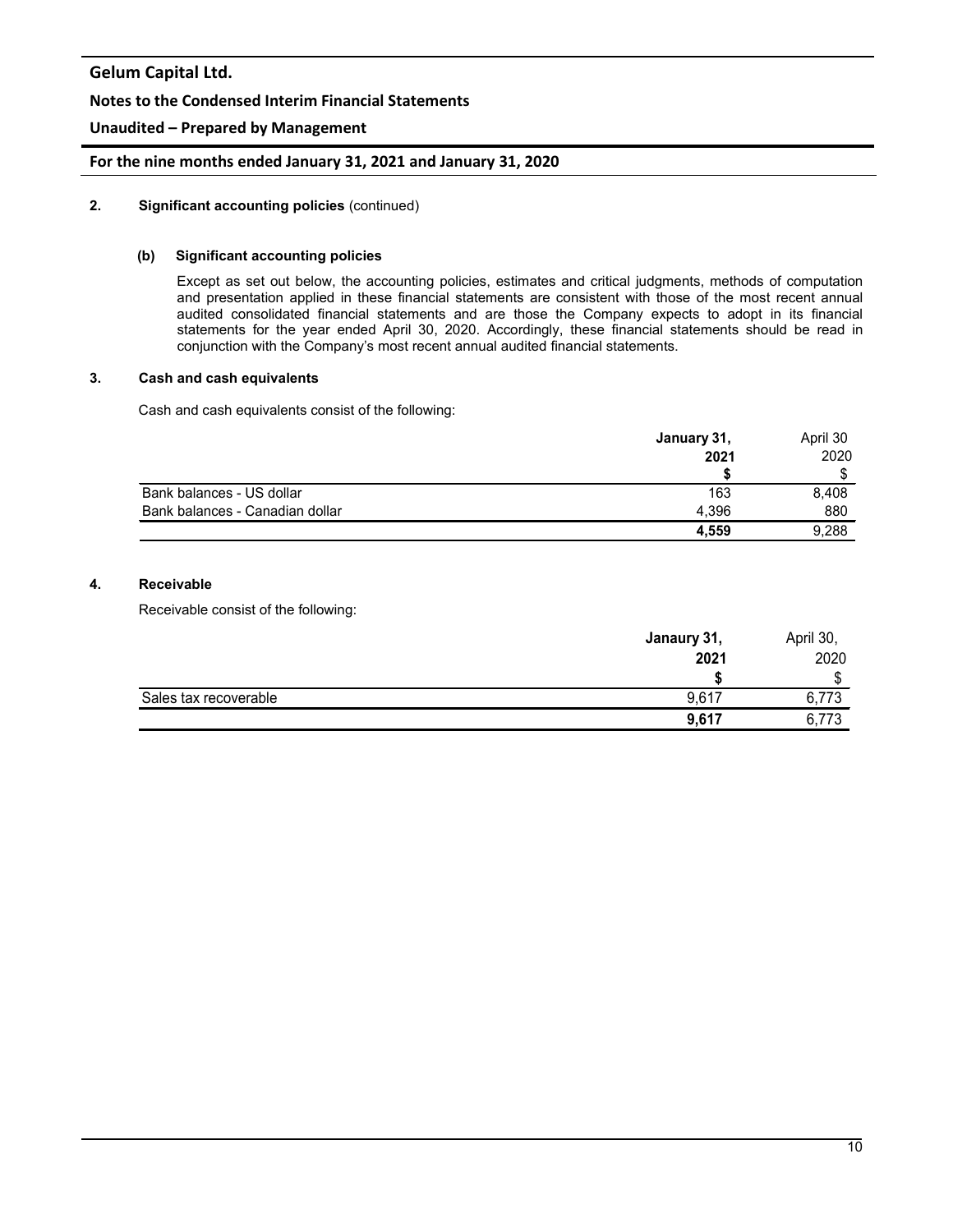## 2. Significant accounting policies (continued)

### (b) Significant accounting policies

Except as set out below, the accounting policies, estimates and critical judgments, methods of computation and presentation applied in these financial statements are consistent with those of the most recent annual audited consolidated financial statements and are those the Company expects to adopt in its financial statements for the year ended April 30, 2020. Accordingly, these financial statements should be read in conjunction with the Company's most recent annual audited financial statements.

## 3. Cash and cash equivalents

Cash and cash equivalents consist of the following:

| | **January 31, 2021** | April 30 2020 |
|---|---|---|
| | **$** | $ |
| Bank balances - US dollar | 163 | 8,408 |
| Bank balances - Canadian dollar | 4,396 | 880 |
| | **4,559** | 9,288 |

## 4. Receivable

Receivable consist of the following:

| | **Janaury 31, 2021** | April 30, 2020 |
|---|---|---|
| | **$** | $ |
| Sales tax recoverable | 9,617 | 6,773 |
| | **9,617** | 6,773 |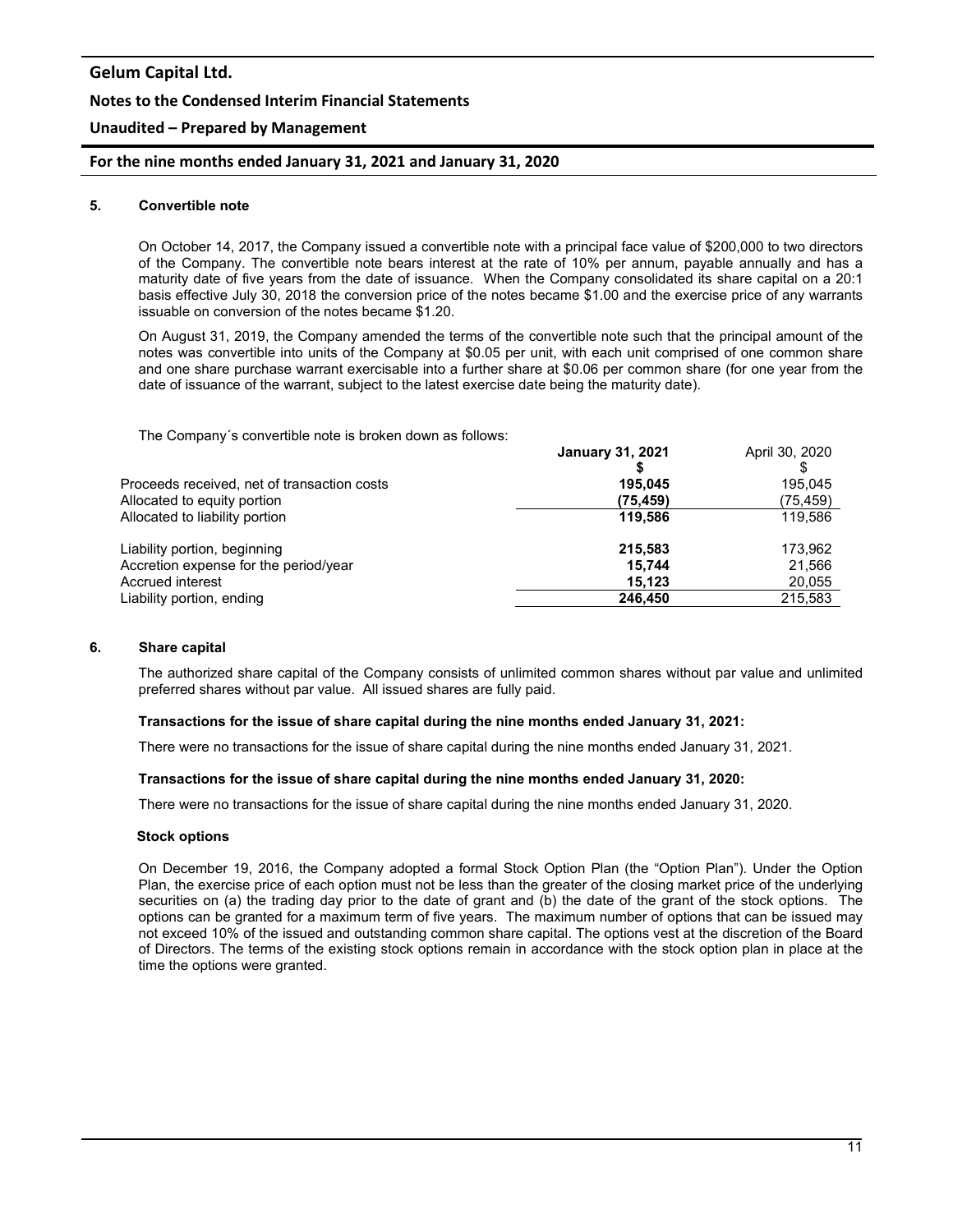### 5. Convertible note

On October 14, 2017, the Company issued a convertible note with a principal face value of $200,000 to two directors of the Company. The convertible note bears interest at the rate of 10% per annum, payable annually and has a maturity date of five years from the date of issuance. When the Company consolidated its share capital on a 20:1 basis effective July 30, 2018 the conversion price of the notes became $1.00 and the exercise price of any warrants issuable on conversion of the notes became $1.20.

On August 31, 2019, the Company amended the terms of the convertible note such that the principal amount of the notes was convertible into units of the Company at $0.05 per unit, with each unit comprised of one common share and one share purchase warrant exercisable into a further share at $0.06 per common share (for one year from the date of issuance of the warrant, subject to the latest exercise date being the maturity date).

The Company´s convertible note is broken down as follows:

| | **January 31, 2021** | April 30, 2020 |
|---|---|---|
| | **$** | $ |
| Proceeds received, net of transaction costs | **195,045** | 195,045 |
| Allocated to equity portion | **(75,459)** | (75,459) |
| Allocated to liability portion | **119,586** | 119,586 |
| | | |
| Liability portion, beginning | **215,583** | 173,962 |
| Accretion expense for the period/year | **15,744** | 21,566 |
| Accrued interest | **15,123** | 20,055 |
| Liability portion, ending | **246,450** | 215,583 |

### 6. Share capital

The authorized share capital of the Company consists of unlimited common shares without par value and unlimited preferred shares without par value. All issued shares are fully paid.

**Transactions for the issue of share capital during the nine months ended January 31, 2021:**

There were no transactions for the issue of share capital during the nine months ended January 31, 2021.

**Transactions for the issue of share capital during the nine months ended January 31, 2020:**

There were no transactions for the issue of share capital during the nine months ended January 31, 2020.

**Stock options**

On December 19, 2016, the Company adopted a formal Stock Option Plan (the "Option Plan"). Under the Option Plan, the exercise price of each option must not be less than the greater of the closing market price of the underlying securities on (a) the trading day prior to the date of grant and (b) the date of the grant of the stock options. The options can be granted for a maximum term of five years. The maximum number of options that can be issued may not exceed 10% of the issued and outstanding common share capital. The options vest at the discretion of the Board of Directors. The terms of the existing stock options remain in accordance with the stock option plan in place at the time the options were granted.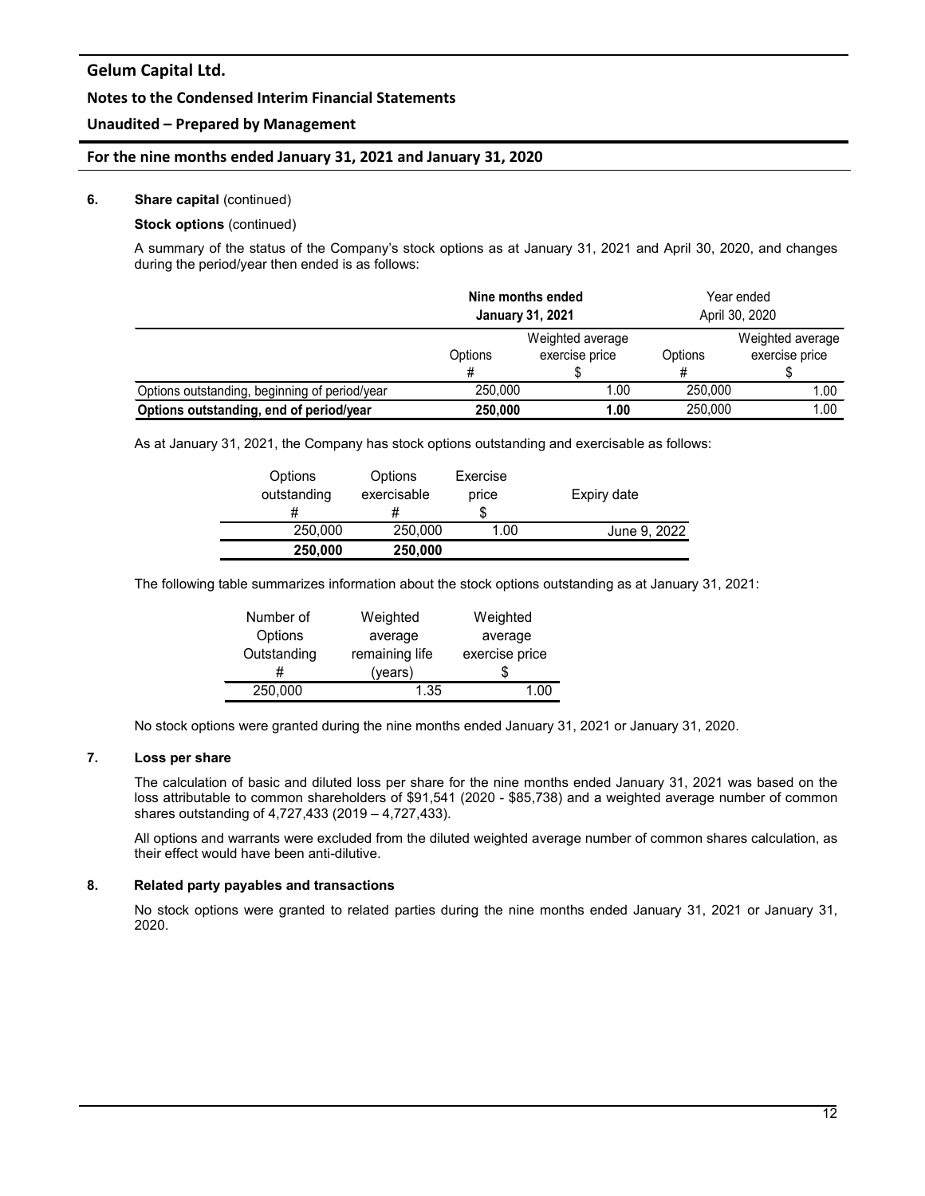## 6. Share capital (continued)

### Stock options (continued)

A summary of the status of the Company's stock options as at January 31, 2021 and April 30, 2020, and changes during the period/year then ended is as follows:

| | **Nine months ended January 31, 2021** | | Year ended April 30, 2020 | |
|---|---|---|---|---|
| | Options # | Weighted average exercise price $ | Options # | Weighted average exercise price $ |
| Options outstanding, beginning of period/year | 250,000 | 1.00 | 250,000 | 1.00 |
| **Options outstanding, end of period/year** | **250,000** | **1.00** | 250,000 | 1.00 |

As at January 31, 2021, the Company has stock options outstanding and exercisable as follows:

| Options outstanding # | Options exercisable # | Exercise price $ | Expiry date |
|---|---|---|---|
| 250,000 | 250,000 | 1.00 | June 9, 2022 |
| **250,000** | **250,000** | | |

The following table summarizes information about the stock options outstanding as at January 31, 2021:

| Number of Options Outstanding # | Weighted average remaining life (years) | Weighted average exercise price $ |
|---|---|---|
| 250,000 | 1.35 | 1.00 |

No stock options were granted during the nine months ended January 31, 2021 or January 31, 2020.

## 7. Loss per share

The calculation of basic and diluted loss per share for the nine months ended January 31, 2021 was based on the loss attributable to common shareholders of $91,541 (2020 - $85,738) and a weighted average number of common shares outstanding of 4,727,433 (2019 – 4,727,433).

All options and warrants were excluded from the diluted weighted average number of common shares calculation, as their effect would have been anti-dilutive.

## 8. Related party payables and transactions

No stock options were granted to related parties during the nine months ended January 31, 2021 or January 31, 2020.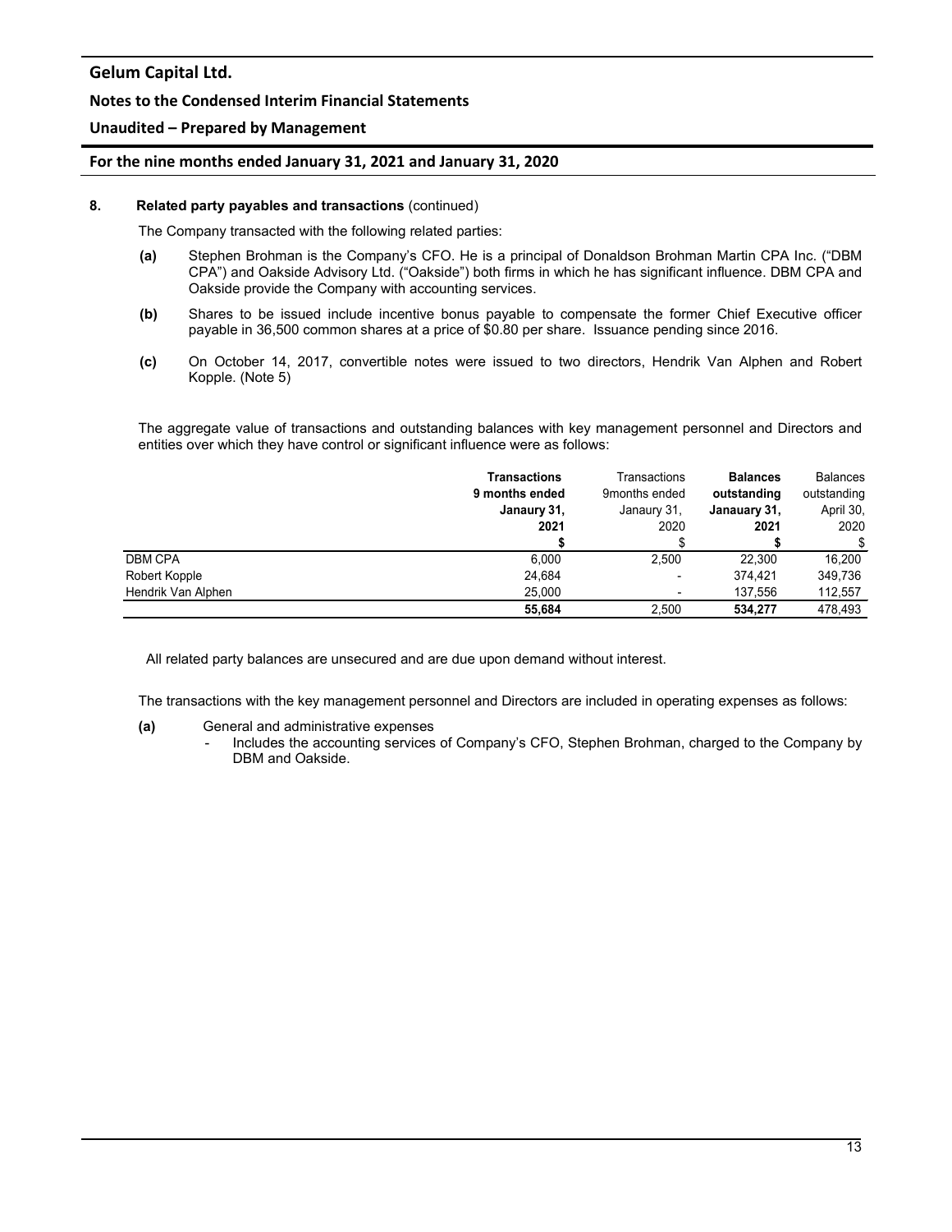**8. Related party payables and transactions** (continued)

The Company transacted with the following related parties:

**(a)** Stephen Brohman is the Company's CFO. He is a principal of Donaldson Brohman Martin CPA Inc. ("DBM CPA") and Oakside Advisory Ltd. ("Oakside") both firms in which he has significant influence. DBM CPA and Oakside provide the Company with accounting services.

**(b)** Shares to be issued include incentive bonus payable to compensate the former Chief Executive officer payable in 36,500 common shares at a price of $0.80 per share. Issuance pending since 2016.

**(c)** On October 14, 2017, convertible notes were issued to two directors, Hendrik Van Alphen and Robert Kopple. (Note 5)

The aggregate value of transactions and outstanding balances with key management personnel and Directors and entities over which they have control or significant influence were as follows:

| | **Transactions 9 months ended Janaury 31, 2021** | Transactions 9months ended Janaury 31, 2020 | **Balances outstanding Janauary 31, 2021** | Balances outstanding April 30, 2020 |
|---|---|---|---|---|
| | **$** | $ | **$** | $ |
| DBM CPA | 6,000 | 2,500 | 22,300 | 16,200 |
| Robert Kopple | 24,684 | - | 374,421 | 349,736 |
| Hendrik Van Alphen | 25,000 | - | 137,556 | 112,557 |
| | **55,684** | 2,500 | **534,277** | 478,493 |

All related party balances are unsecured and are due upon demand without interest.

The transactions with the key management personnel and Directors are included in operating expenses as follows:

**(a)** General and administrative expenses
- Includes the accounting services of Company's CFO, Stephen Brohman, charged to the Company by DBM and Oakside.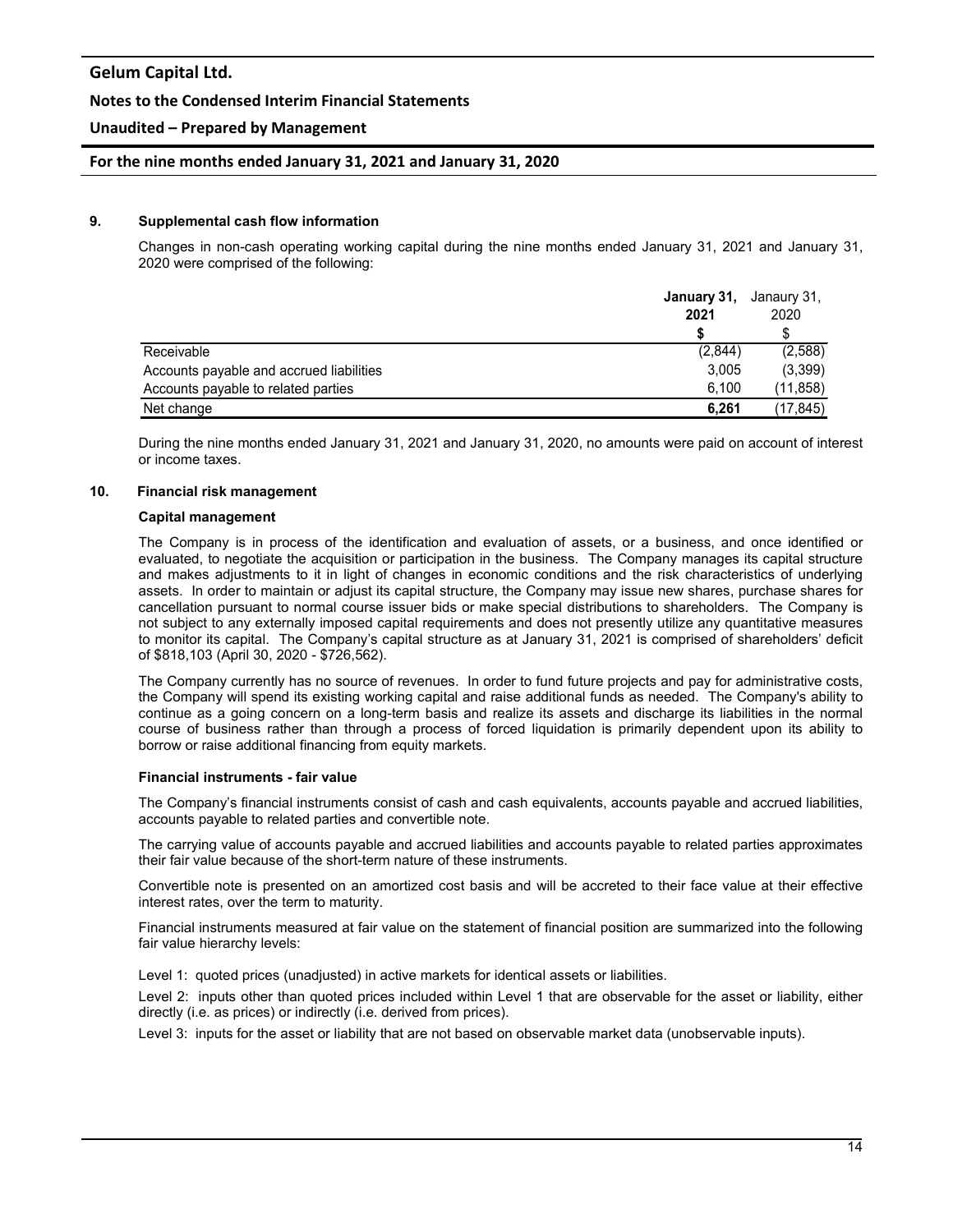## 9. Supplemental cash flow information

Changes in non-cash operating working capital during the nine months ended January 31, 2021 and January 31, 2020 were comprised of the following:

| | **January 31, 2021** | Janaury 31, 2020 |
|---|---|---|
| | **$** | $ |
| Receivable | (2,844) | (2,588) |
| Accounts payable and accrued liabilities | 3,005 | (3,399) |
| Accounts payable to related parties | 6,100 | (11,858) |
| Net change | **6,261** | (17,845) |

During the nine months ended January 31, 2021 and January 31, 2020, no amounts were paid on account of interest or income taxes.

## 10. Financial risk management

### Capital management

The Company is in process of the identification and evaluation of assets, or a business, and once identified or evaluated, to negotiate the acquisition or participation in the business. The Company manages its capital structure and makes adjustments to it in light of changes in economic conditions and the risk characteristics of underlying assets. In order to maintain or adjust its capital structure, the Company may issue new shares, purchase shares for cancellation pursuant to normal course issuer bids or make special distributions to shareholders. The Company is not subject to any externally imposed capital requirements and does not presently utilize any quantitative measures to monitor its capital. The Company's capital structure as at January 31, 2021 is comprised of shareholders' deficit of $818,103 (April 30, 2020 - $726,562).

The Company currently has no source of revenues. In order to fund future projects and pay for administrative costs, the Company will spend its existing working capital and raise additional funds as needed. The Company's ability to continue as a going concern on a long-term basis and realize its assets and discharge its liabilities in the normal course of business rather than through a process of forced liquidation is primarily dependent upon its ability to borrow or raise additional financing from equity markets.

### Financial instruments - fair value

The Company's financial instruments consist of cash and cash equivalents, accounts payable and accrued liabilities, accounts payable to related parties and convertible note.

The carrying value of accounts payable and accrued liabilities and accounts payable to related parties approximates their fair value because of the short-term nature of these instruments.

Convertible note is presented on an amortized cost basis and will be accreted to their face value at their effective interest rates, over the term to maturity.

Financial instruments measured at fair value on the statement of financial position are summarized into the following fair value hierarchy levels:

Level 1: quoted prices (unadjusted) in active markets for identical assets or liabilities.

Level 2: inputs other than quoted prices included within Level 1 that are observable for the asset or liability, either directly (i.e. as prices) or indirectly (i.e. derived from prices).

Level 3: inputs for the asset or liability that are not based on observable market data (unobservable inputs).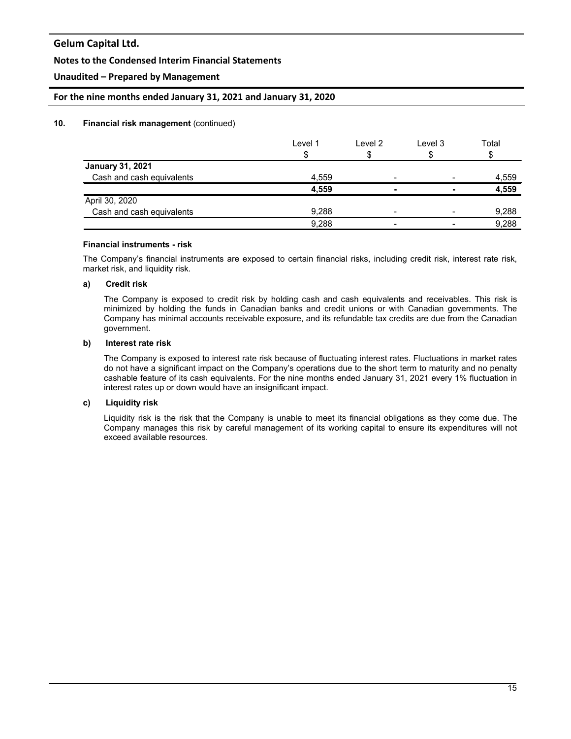## 10. Financial risk management (continued)

| | Level 1 | Level 2 | Level 3 | Total |
|---|---|---|---|---|
| | $ | $ | $ | $ |
| **January 31, 2021** | | | | |
| Cash and cash equivalents | 4,559 | - | - | 4,559 |
| | **4,559** | **-** | **-** | **4,559** |
| April 30, 2020 | | | | |
| Cash and cash equivalents | 9,288 | - | - | 9,288 |
| | 9,288 | - | - | 9,288 |

**Financial instruments - risk**

The Company's financial instruments are exposed to certain financial risks, including credit risk, interest rate risk, market risk, and liquidity risk.

**a) Credit risk**

The Company is exposed to credit risk by holding cash and cash equivalents and receivables. This risk is minimized by holding the funds in Canadian banks and credit unions or with Canadian governments. The Company has minimal accounts receivable exposure, and its refundable tax credits are due from the Canadian government.

**b) Interest rate risk**

The Company is exposed to interest rate risk because of fluctuating interest rates. Fluctuations in market rates do not have a significant impact on the Company's operations due to the short term to maturity and no penalty cashable feature of its cash equivalents. For the nine months ended January 31, 2021 every 1% fluctuation in interest rates up or down would have an insignificant impact.

**c) Liquidity risk**

Liquidity risk is the risk that the Company is unable to meet its financial obligations as they come due. The Company manages this risk by careful management of its working capital to ensure its expenditures will not exceed available resources.